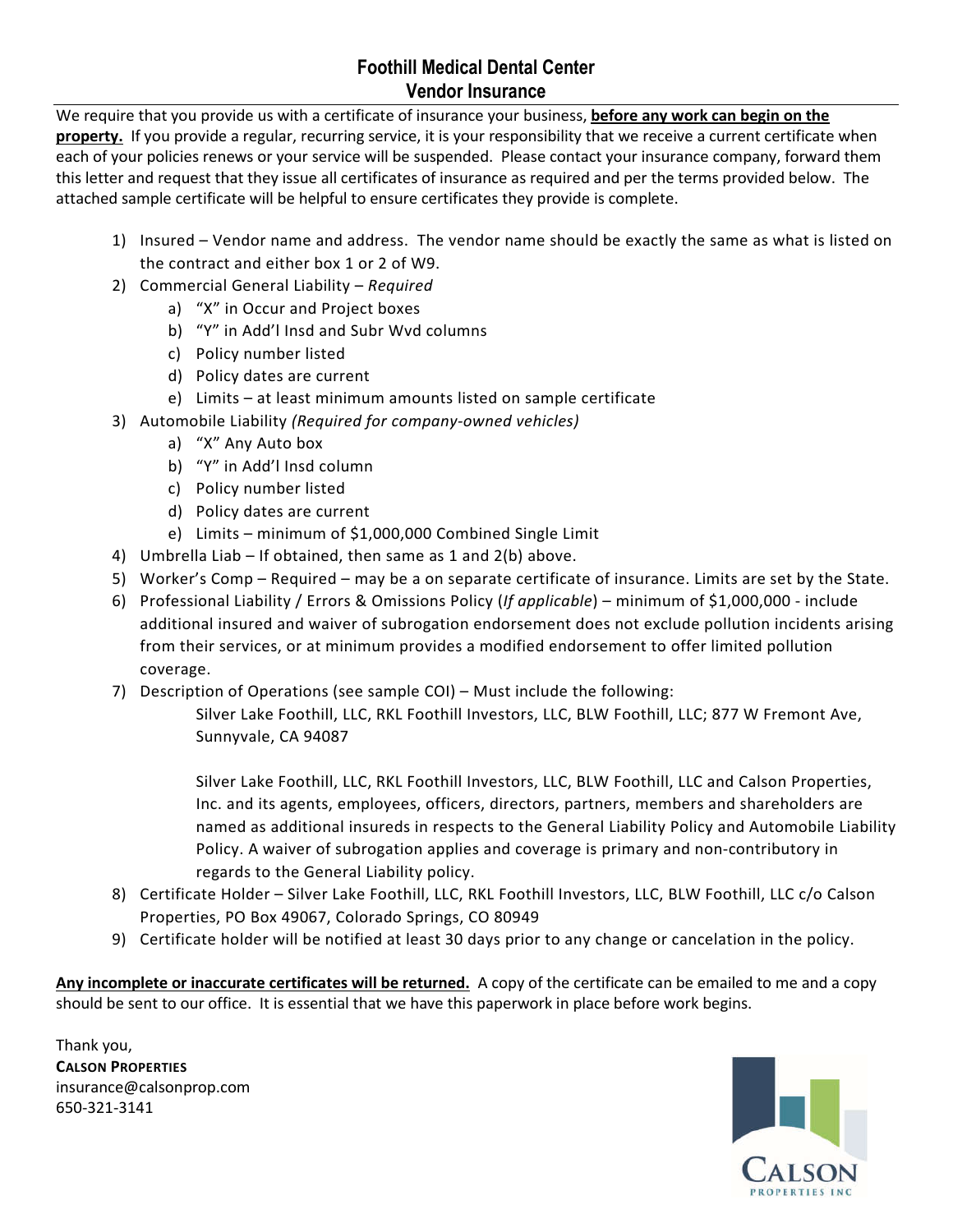# Foothill Medical Dental Center
## Vendor Insurance

We require that you provide us with a certificate of insurance your business, **before any work can begin on the property.** If you provide a regular, recurring service, it is your responsibility that we receive a current certificate when each of your policies renews or your service will be suspended. Please contact your insurance company, forward them this letter and request that they issue all certificates of insurance as required and per the terms provided below. The attached sample certificate will be helpful to ensure certificates they provide is complete.

1) Insured – Vendor name and address. The vendor name should be exactly the same as what is listed on the contract and either box 1 or 2 of W9.
2) Commercial General Liability – *Required*
   a) "X" in Occur and Project boxes
   b) "Y" in Add'l Insd and Subr Wvd columns
   c) Policy number listed
   d) Policy dates are current
   e) Limits – at least minimum amounts listed on sample certificate
3) Automobile Liability *(Required for company-owned vehicles)*
   a) "X" Any Auto box
   b) "Y" in Add'l Insd column
   c) Policy number listed
   d) Policy dates are current
   e) Limits – minimum of $1,000,000 Combined Single Limit
4) Umbrella Liab – If obtained, then same as 1 and 2(b) above.
5) Worker's Comp – Required – may be a on separate certificate of insurance. Limits are set by the State.
6) Professional Liability / Errors & Omissions Policy (*If applicable*) – minimum of $1,000,000 - include additional insured and waiver of subrogation endorsement does not exclude pollution incidents arising from their services, or at minimum provides a modified endorsement to offer limited pollution coverage.
7) Description of Operations (see sample COI) – Must include the following:

   Silver Lake Foothill, LLC, RKL Foothill Investors, LLC, BLW Foothill, LLC; 877 W Fremont Ave, Sunnyvale, CA 94087

   Silver Lake Foothill, LLC, RKL Foothill Investors, LLC, BLW Foothill, LLC and Calson Properties, Inc. and its agents, employees, officers, directors, partners, members and shareholders are named as additional insureds in respects to the General Liability Policy and Automobile Liability Policy. A waiver of subrogation applies and coverage is primary and non-contributory in regards to the General Liability policy.
8) Certificate Holder – Silver Lake Foothill, LLC, RKL Foothill Investors, LLC, BLW Foothill, LLC c/o Calson Properties, PO Box 49067, Colorado Springs, CO 80949
9) Certificate holder will be notified at least 30 days prior to any change or cancelation in the policy.

**Any incomplete or inaccurate certificates will be returned.** A copy of the certificate can be emailed to me and a copy should be sent to our office. It is essential that we have this paperwork in place before work begins.

Thank you,
**CALSON PROPERTIES**
insurance@calsonprop.com
650-321-3141

CALSON
PROPERTIES INC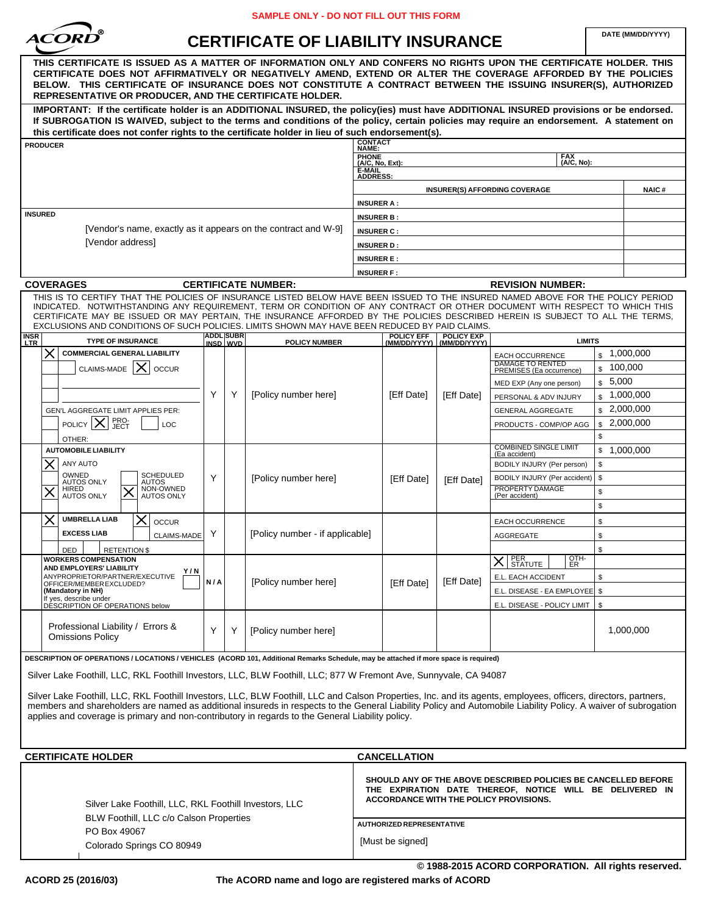SAMPLE ONLY - DO NOT FILL OUT THIS FORM

ACORD®

# CERTIFICATE OF LIABILITY INSURANCE

DATE (MM/DD/YYYY)

**THIS CERTIFICATE IS ISSUED AS A MATTER OF INFORMATION ONLY AND CONFERS NO RIGHTS UPON THE CERTIFICATE HOLDER. THIS CERTIFICATE DOES NOT AFFIRMATIVELY OR NEGATIVELY AMEND, EXTEND OR ALTER THE COVERAGE AFFORDED BY THE POLICIES BELOW. THIS CERTIFICATE OF INSURANCE DOES NOT CONSTITUTE A CONTRACT BETWEEN THE ISSUING INSURER(S), AUTHORIZED REPRESENTATIVE OR PRODUCER, AND THE CERTIFICATE HOLDER.**

**IMPORTANT: If the certificate holder is an ADDITIONAL INSURED, the policy(ies) must have ADDITIONAL INSURED provisions or be endorsed. If SUBROGATION IS WAIVED, subject to the terms and conditions of the policy, certain policies may require an endorsement. A statement on this certificate does not confer rights to the certificate holder in lieu of such endorsement(s).**

| | | | |
|---|---|---|---|
| **PRODUCER** | **CONTACT NAME:** | | |
| | **PHONE (A/C, No, Ext):** | **FAX (A/C, No):** | |
| | **E-MAIL ADDRESS:** | | |
| | **INSURER(S) AFFORDING COVERAGE** | | **NAIC #** |
| | **INSURER A :** | | |
| **INSURED** | **INSURER B :** | | |
| [Vendor's name, exactly as it appears on the contract and W-9] | **INSURER C :** | | |
| [Vendor address] | **INSURER D :** | | |
| | **INSURER E :** | | |
| | **INSURER F :** | | |

**COVERAGES** **CERTIFICATE NUMBER:** **REVISION NUMBER:**

THIS IS TO CERTIFY THAT THE POLICIES OF INSURANCE LISTED BELOW HAVE BEEN ISSUED TO THE INSURED NAMED ABOVE FOR THE POLICY PERIOD INDICATED. NOTWITHSTANDING ANY REQUIREMENT, TERM OR CONDITION OF ANY CONTRACT OR OTHER DOCUMENT WITH RESPECT TO WHICH THIS CERTIFICATE MAY BE ISSUED OR MAY PERTAIN, THE INSURANCE AFFORDED BY THE POLICIES DESCRIBED HEREIN IS SUBJECT TO ALL THE TERMS, EXCLUSIONS AND CONDITIONS OF SUCH POLICIES. LIMITS SHOWN MAY HAVE BEEN REDUCED BY PAID CLAIMS.

| INSR LTR | TYPE OF INSURANCE | ADDL INSD | SUBR WVD | POLICY NUMBER | POLICY EFF (MM/DD/YYYY) | POLICY EXP (MM/DD/YYYY) | LIMITS | |
|---|---|---|---|---|---|---|---|---|
| | X COMMERCIAL GENERAL LIABILITY; CLAIMS-MADE / X OCCUR; GEN'L AGGREGATE LIMIT APPLIES PER: POLICY / X PRO-JECT / LOC; OTHER: | Y | Y | [Policy number here] | [Eff Date] | [Eff Date] | EACH OCCURRENCE | $ 1,000,000 |
| | | | | | | | DAMAGE TO RENTED PREMISES (Ea occurrence) | $ 100,000 |
| | | | | | | | MED EXP (Any one person) | $ 5,000 |
| | | | | | | | PERSONAL & ADV INJURY | $ 1,000,000 |
| | | | | | | | GENERAL AGGREGATE | $ 2,000,000 |
| | | | | | | | PRODUCTS - COMP/OP AGG | $ 2,000,000 |
| | | | | | | | | $ |
| | AUTOMOBILE LIABILITY; X ANY AUTO; OWNED AUTOS ONLY; SCHEDULED AUTOS; X HIRED AUTOS ONLY; X NON-OWNED AUTOS ONLY | Y | | [Policy number here] | [Eff Date] | [Eff Date] | COMBINED SINGLE LIMIT (Ea accident) | $ 1,000,000 |
| | | | | | | | BODILY INJURY (Per person) | $ |
| | | | | | | | BODILY INJURY (Per accident) | $ |
| | | | | | | | PROPERTY DAMAGE (Per accident) | $ |
| | | | | | | | | $ |
| | X UMBRELLA LIAB / X OCCUR; EXCESS LIAB / CLAIMS-MADE; DED / RETENTION $ | Y | | [Policy number - if applicable] | | | EACH OCCURRENCE | $ |
| | | | | | | | AGGREGATE | $ |
| | | | | | | | | $ |
| | WORKERS COMPENSATION AND EMPLOYERS' LIABILITY Y/N; ANYPROPRIETOR/PARTNER/EXECUTIVE OFFICER/MEMBER EXCLUDED? (Mandatory in NH); If yes, describe under DESCRIPTION OF OPERATIONS below | N/A | | [Policy number here] | [Eff Date] | [Eff Date] | X PER STATUTE / OTH-ER | |
| | | | | | | | E.L. EACH ACCIDENT | $ |
| | | | | | | | E.L. DISEASE - EA EMPLOYEE | $ |
| | | | | | | | E.L. DISEASE - POLICY LIMIT | $ |
| | Professional Liability / Errors & Omissions Policy | Y | Y | [Policy number here] | | | | 1,000,000 |

**DESCRIPTION OF OPERATIONS / LOCATIONS / VEHICLES (ACORD 101, Additional Remarks Schedule, may be attached if more space is required)**

Silver Lake Foothill, LLC, RKL Foothill Investors, LLC, BLW Foothill, LLC; 877 W Fremont Ave, Sunnyvale, CA 94087

Silver Lake Foothill, LLC, RKL Foothill Investors, LLC, BLW Foothill, LLC and Calson Properties, Inc. and its agents, employees, officers, directors, partners, members and shareholders are named as additional insureds in respects to the General Liability Policy and Automobile Liability Policy. A waiver of subrogation applies and coverage is primary and non-contributory in regards to the General Liability policy.

| CERTIFICATE HOLDER | CANCELLATION |
|---|---|
| Silver Lake Foothill, LLC, RKL Foothill Investors, LLC<br>BLW Foothill, LLC c/o Calson Properties<br>PO Box 49067<br>Colorado Springs CO 80949 | **SHOULD ANY OF THE ABOVE DESCRIBED POLICIES BE CANCELLED BEFORE THE EXPIRATION DATE THEREOF, NOTICE WILL BE DELIVERED IN ACCORDANCE WITH THE POLICY PROVISIONS.**<br><br>**AUTHORIZED REPRESENTATIVE**<br>[Must be signed] |

© 1988-2015 ACORD CORPORATION. All rights reserved.

ACORD 25 (2016/03) The ACORD name and logo are registered marks of ACORD